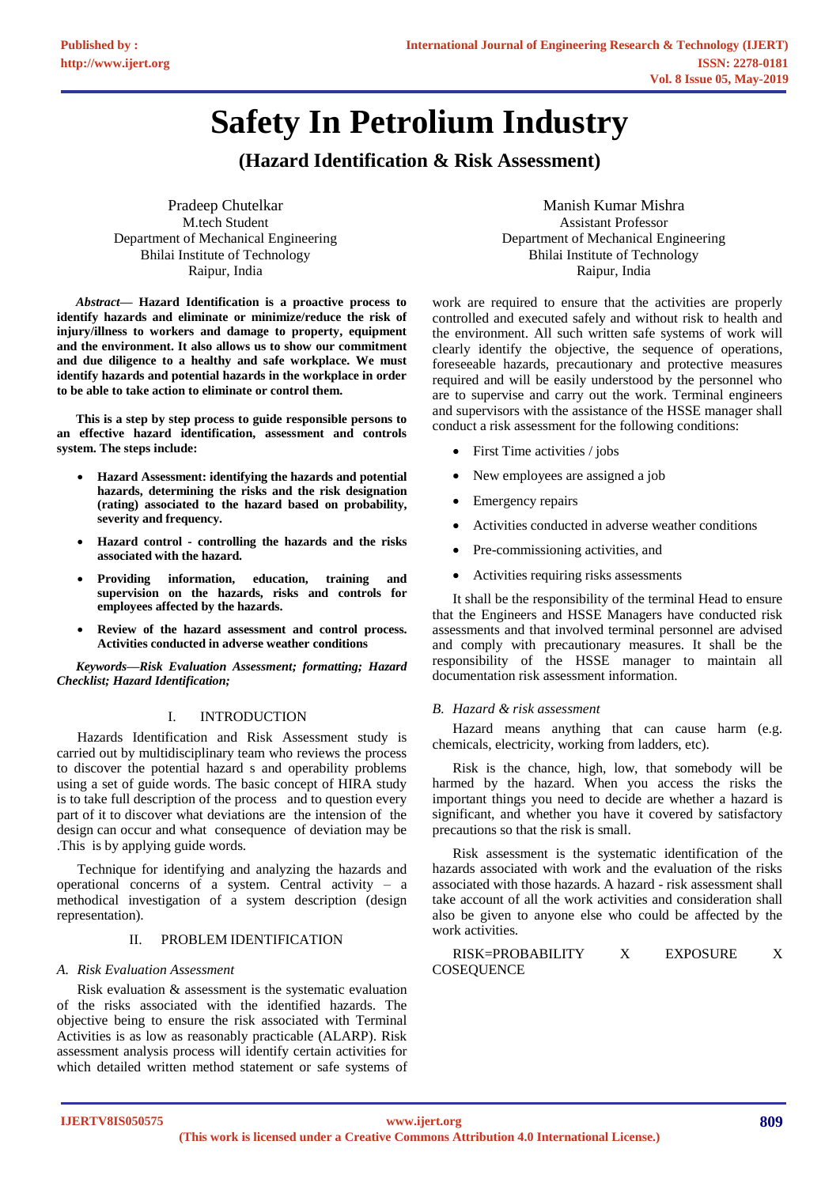# Safety In Petrolium Industry

## (Hazard Identification & Risk Assessment)

Pradeep Chutelkar
M.tech Student
Department of Mechanical Engineering
Bhilai Institute of Technology
Raipur, India

Manish Kumar Mishra
Assistant Professor
Department of Mechanical Engineering
Bhilai Institute of Technology
Raipur, India

***Abstract*— Hazard Identification is a proactive process to identify hazards and eliminate or minimize/reduce the risk of injury/illness to workers and damage to property, equipment and the environment. It also allows us to show our commitment and due diligence to a healthy and safe workplace. We must identify hazards and potential hazards in the workplace in order to be able to take action to eliminate or control them.**

**This is a step by step process to guide responsible persons to an effective hazard identification, assessment and controls system. The steps include:**

- **Hazard Assessment: identifying the hazards and potential hazards, determining the risks and the risk designation (rating) associated to the hazard based on probability, severity and frequency.**
- **Hazard control - controlling the hazards and the risks associated with the hazard.**
- **Providing information, education, training and supervision on the hazards, risks and controls for employees affected by the hazards.**
- **Review of the hazard assessment and control process. Activities conducted in adverse weather conditions**

***Keywords—Risk Evaluation Assessment; formatting; Hazard Checklist; Hazard Identification;***

## I. INTRODUCTION

Hazards Identification and Risk Assessment study is carried out by multidisciplinary team who reviews the process to discover the potential hazard s and operability problems using a set of guide words. The basic concept of HIRA study is to take full description of the process and to question every part of it to discover what deviations are the intension of the design can occur and what consequence of deviation may be .This is by applying guide words.

Technique for identifying and analyzing the hazards and operational concerns of a system. Central activity – a methodical investigation of a system description (design representation).

## II. PROBLEM IDENTIFICATION

### *A. Risk Evaluation Assessment*

Risk evaluation & assessment is the systematic evaluation of the risks associated with the identified hazards. The objective being to ensure the risk associated with Terminal Activities is as low as reasonably practicable (ALARP). Risk assessment analysis process will identify certain activities for which detailed written method statement or safe systems of work are required to ensure that the activities are properly controlled and executed safely and without risk to health and the environment. All such written safe systems of work will clearly identify the objective, the sequence of operations, foreseeable hazards, precautionary and protective measures required and will be easily understood by the personnel who are to supervise and carry out the work. Terminal engineers and supervisors with the assistance of the HSSE manager shall conduct a risk assessment for the following conditions:

- First Time activities / jobs
- New employees are assigned a job
- Emergency repairs
- Activities conducted in adverse weather conditions
- Pre-commissioning activities, and
- Activities requiring risks assessments

It shall be the responsibility of the terminal Head to ensure that the Engineers and HSSE Managers have conducted risk assessments and that involved terminal personnel are advised and comply with precautionary measures. It shall be the responsibility of the HSSE manager to maintain all documentation risk assessment information.

### *B. Hazard & risk assessment*

Hazard means anything that can cause harm (e.g. chemicals, electricity, working from ladders, etc).

Risk is the chance, high, low, that somebody will be harmed by the hazard. When you access the risks the important things you need to decide are whether a hazard is significant, and whether you have it covered by satisfactory precautions so that the risk is small.

Risk assessment is the systematic identification of the hazards associated with work and the evaluation of the risks associated with those hazards. A hazard - risk assessment shall take account of all the work activities and consideration shall also be given to anyone else who could be affected by the work activities.

RISK=PROBABILITY X EXPOSURE X COSEQUENCE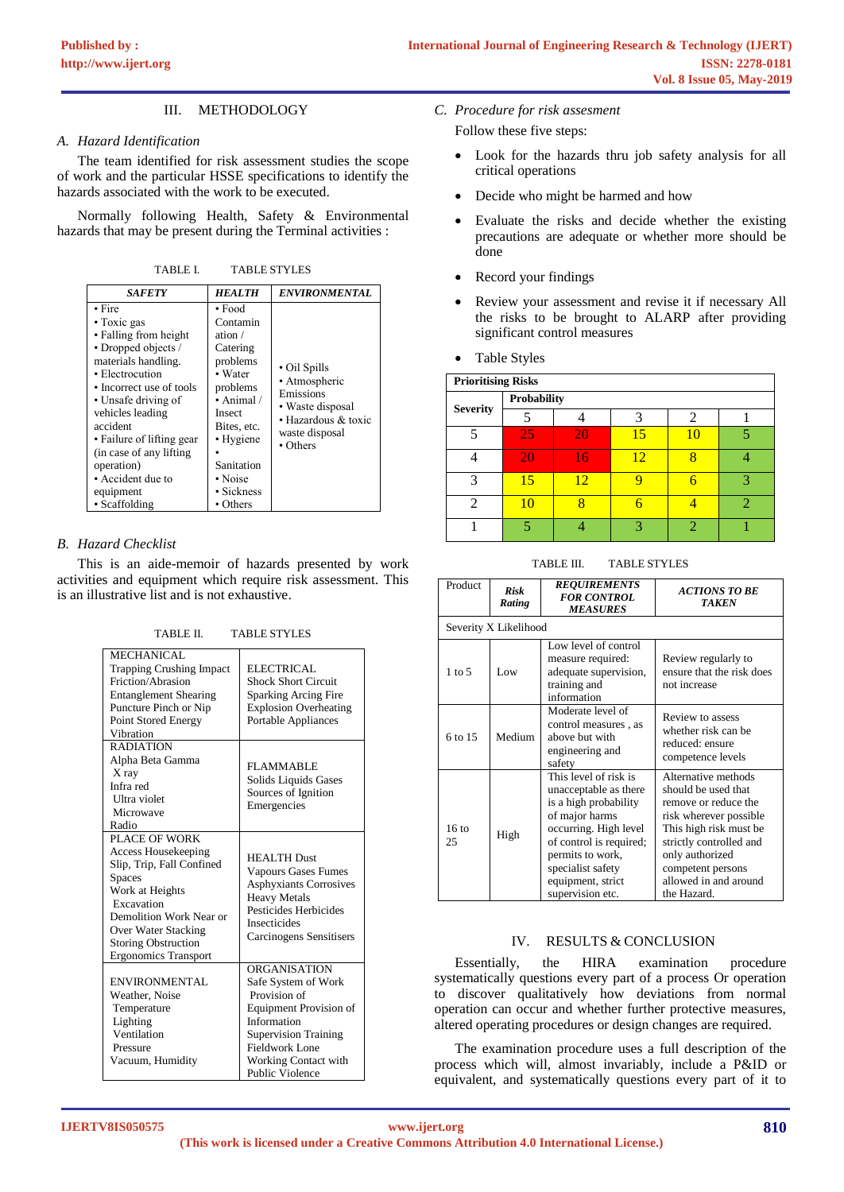## III. METHODOLOGY

### A. Hazard Identification

The team identified for risk assessment studies the scope of work and the particular HSSE specifications to identify the hazards associated with the work to be executed.

Normally following Health, Safety & Environmental hazards that may be present during the Terminal activities :

TABLE I. TABLE STYLES

| *SAFETY* | *HEALTH* | *ENVIRONMENTAL* |
|---|---|---|
| • Fire • Toxic gas • Falling from height • Dropped objects / materials handling. • Electrocution • Incorrect use of tools • Unsafe driving of vehicles leading accident • Failure of lifting gear (in case of any lifting operation) • Accident due to equipment • Scaffolding | • Food Contamination / Catering problems • Water problems • Animal / Insect Bites, etc. • Hygiene • Sanitation • Noise • Sickness • Others | • Oil Spills • Atmospheric Emissions • Waste disposal • Hazardous & toxic waste disposal • Others |

### B. Hazard Checklist

This is an aide-memoir of hazards presented by work activities and equipment which require risk assessment. This is an illustrative list and is not exhaustive.

TABLE II. TABLE STYLES

| | |
|---|---|
| MECHANICAL Trapping Crushing Impact Friction/Abrasion Entanglement Shearing Puncture Pinch or Nip Point Stored Energy Vibration | ELECTRICAL Shock Short Circuit Sparking Arcing Fire Explosion Overheating Portable Appliances |
| RADIATION Alpha Beta Gamma X ray Infra red Ultra violet Microwave Radio | FLAMMABLE Solids Liquids Gases Sources of Ignition Emergencies |
| PLACE OF WORK Access Housekeeping Slip, Trip, Fall Confined Spaces Work at Heights Excavation Demolition Work Near or Over Water Stacking Storing Obstruction Ergonomics Transport | HEALTH Dust Vapours Gases Fumes Asphyxiants Corrosives Heavy Metals Pesticides Herbicides Insecticides Carcinogens Sensitisers |
| ENVIRONMENTAL Weather, Noise Temperature Lighting Ventilation Pressure Vacuum, Humidity | ORGANISATION Safe System of Work Provision of Equipment Provision of Information Supervision Training Fieldwork Lone Working Contact with Public Violence |

### C. Procedure for risk assesment

Follow these five steps:

- Look for the hazards thru job safety analysis for all critical operations
- Decide who might be harmed and how
- Evaluate the risks and decide whether the existing precautions are adequate or whether more should be done
- Record your findings
- Review your assessment and revise it if necessary All the risks to be brought to ALARP after providing significant control measures
- Table Styles

| **Prioritising Risks** | | | | | |
|---|---|---|---|---|---|
| **Severity** | **Probability** | | | | |
| | 5 | 4 | 3 | 2 | 1 |
| 5 | 25 | 20 | 15 | 10 | 5 |
| 4 | 20 | 16 | 12 | 8 | 4 |
| 3 | 15 | 12 | 9 | 6 | 3 |
| 2 | 10 | 8 | 6 | 4 | 2 |
| 1 | 5 | 4 | 3 | 2 | 1 |

TABLE III. TABLE STYLES

| Product | *Risk Rating* | *REQUIREMENTS FOR CONTROL MEASURES* | *ACTIONS TO BE TAKEN* |
|---|---|---|---|
| Severity X Likelihood | | | |
| 1 to 5 | Low | Low level of control measure required: adequate supervision, training and information | Review regularly to ensure that the risk does not increase |
| 6 to 15 | Medium | Moderate level of control measures , as above but with engineering and safety | Review to assess whether risk can be reduced: ensure competence levels |
| 16 to 25 | High | This level of risk is unacceptable as there is a high probability of major harms occurring. High level of control is required; permits to work, specialist safety equipment, strict supervision etc. | Alternative methods should be used that remove or reduce the risk wherever possible This high risk must be strictly controlled and only authorized competent persons allowed in and around the Hazard. |

## IV. RESULTS & CONCLUSION

Essentially, the HIRA examination procedure systematically questions every part of a process Or operation to discover qualitatively how deviations from normal operation can occur and whether further protective measures, altered operating procedures or design changes are required.

The examination procedure uses a full description of the process which will, almost invariably, include a P&ID or equivalent, and systematically questions every part of it to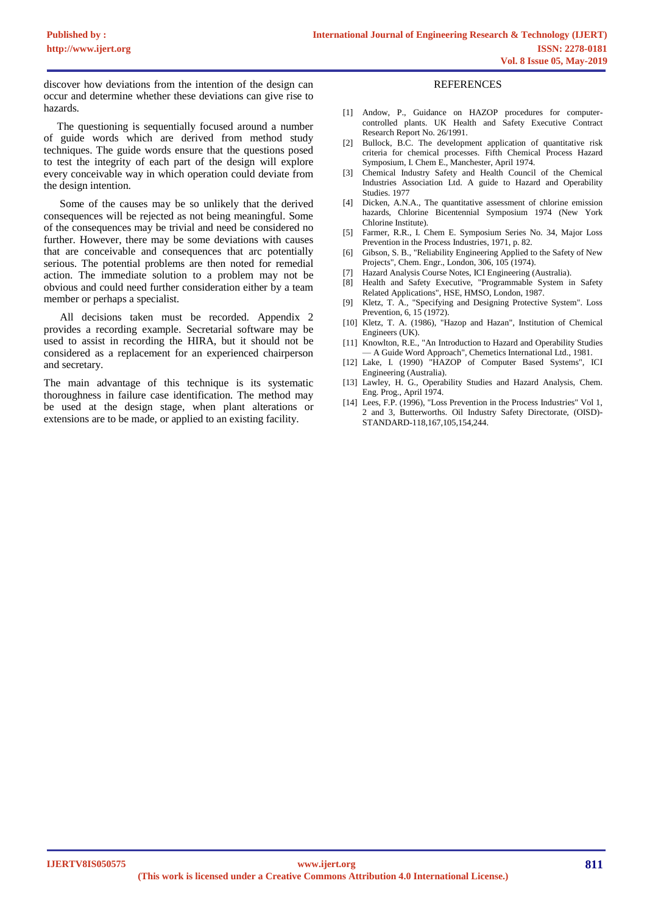discover how deviations from the intention of the design can occur and determine whether these deviations can give rise to hazards.

The questioning is sequentially focused around a number of guide words which are derived from method study techniques. The guide words ensure that the questions posed to test the integrity of each part of the design will explore every conceivable way in which operation could deviate from the design intention.

Some of the causes may be so unlikely that the derived consequences will be rejected as not being meaningful. Some of the consequences may be trivial and need be considered no further. However, there may be some deviations with causes that are conceivable and consequences that arc potentially serious. The potential problems are then noted for remedial action. The immediate solution to a problem may not be obvious and could need further consideration either by a team member or perhaps a specialist.

All decisions taken must be recorded. Appendix 2 provides a recording example. Secretarial software may be used to assist in recording the HIRA, but it should not be considered as a replacement for an experienced chairperson and secretary.

The main advantage of this technique is its systematic thoroughness in failure case identification. The method may be used at the design stage, when plant alterations or extensions are to be made, or applied to an existing facility.

## REFERENCES

[1] Andow, P., Guidance on HAZOP procedures for computer-controlled plants. UK Health and Safety Executive Contract Research Report No. 26/1991.

[2] Bullock, B.C. The development application of quantitative risk criteria for chemical processes. Fifth Chemical Process Hazard Symposium, I. Chem E., Manchester, April 1974.

[3] Chemical Industry Safety and Health Council of the Chemical Industries Association Ltd. A guide to Hazard and Operability Studies. 1977

[4] Dicken, A.N.A., The quantitative assessment of chlorine emission hazards, Chlorine Bicentennial Symposium 1974 (New York Chlorine Institute).

[5] Farmer, R.R., I. Chem E. Symposium Series No. 34, Major Loss Prevention in the Process Industries, 1971, p. 82.

[6] Gibson, S. B., "Reliability Engineering Applied to the Safety of New Projects", Chem. Engr., London, 306, 105 (1974).

[7] Hazard Analysis Course Notes, ICI Engineering (Australia).

[8] Health and Safety Executive, "Programmable System in Safety Related Applications", HSE, HMSO, London, 1987.

[9] Kletz, T. A., "Specifying and Designing Protective System". Loss Prevention, 6, 15 (1972).

[10] Kletz, T. A. (1986), "Hazop and Hazan", Institution of Chemical Engineers (UK).

[11] Knowlton, R.E., "An Introduction to Hazard and Operability Studies — A Guide Word Approach", Chemetics International Ltd., 1981.

[12] Lake, I. (1990) "HAZOP of Computer Based Systems", ICI Engineering (Australia).

[13] Lawley, H. G., Operability Studies and Hazard Analysis, Chem. Eng. Prog., April 1974.

[14] Lees, F.P. (1996), "Loss Prevention in the Process Industries" Vol 1, 2 and 3, Butterworths. Oil Industry Safety Directorate, (OISD)-STANDARD-118,167,105,154,244.